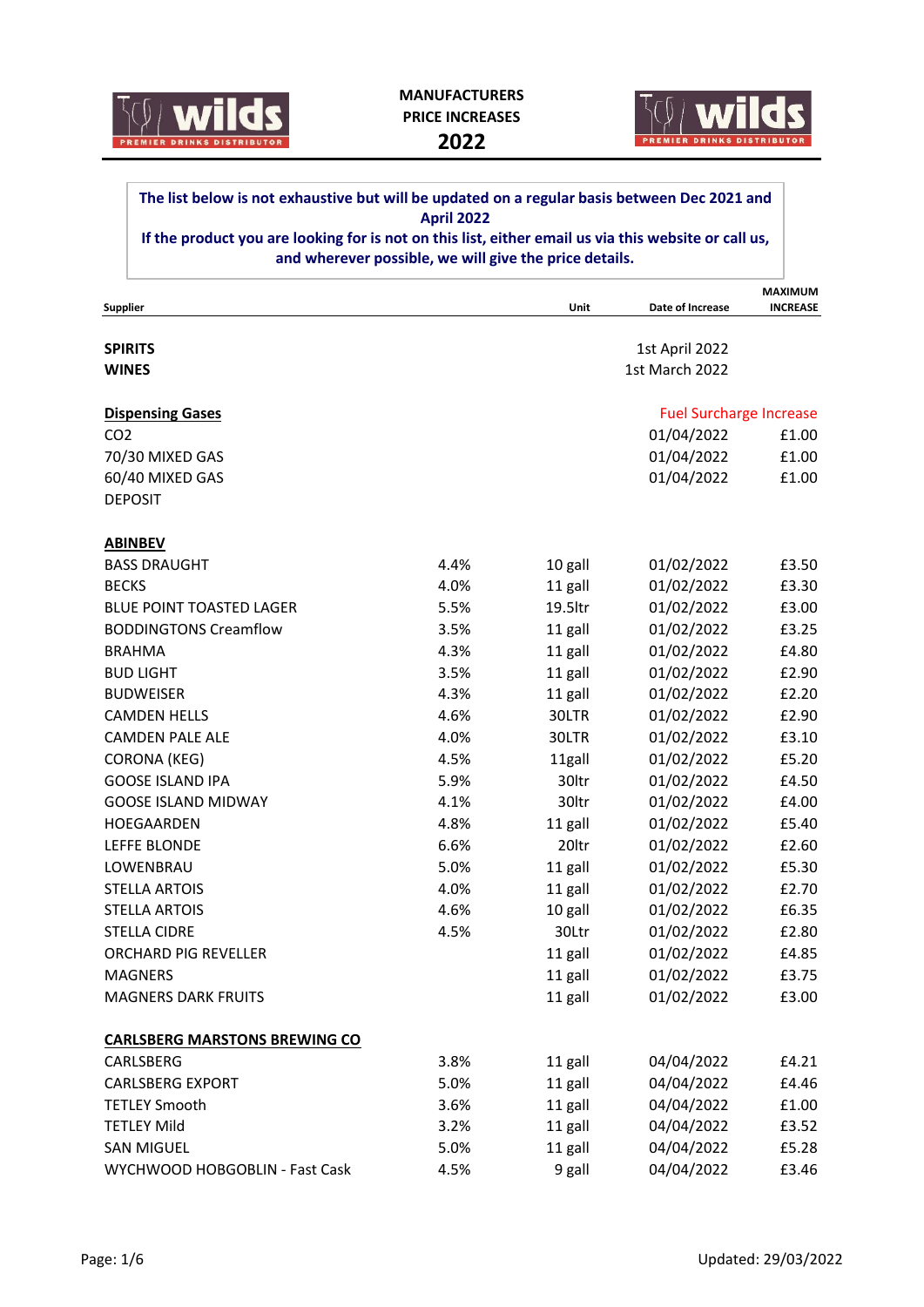# MANUFACTURERS PRICE INCREASES 2022

**The list below is not exhaustive but will be updated on a regular basis between Dec 2021 and April 2022**
**If the product you are looking for is not on this list, either email us via this website or call us, and wherever possible, we will give the price details.**

| Supplier | | Unit | Date of Increase | MAXIMUM INCREASE |
|---|---|---|---|---|
| **SPIRITS** | | | 1st April 2022 | |
| **WINES** | | | 1st March 2022 | |
| | | | | |
| **Dispensing Gases** | | | Fuel Surcharge Increase | |
| CO2 | | | 01/04/2022 | £1.00 |
| 70/30 MIXED GAS | | | 01/04/2022 | £1.00 |
| 60/40 MIXED GAS | | | 01/04/2022 | £1.00 |
| DEPOSIT | | | | |
| | | | | |
| **ABINBEV** | | | | |
| BASS DRAUGHT | 4.4% | 10 gall | 01/02/2022 | £3.50 |
| BECKS | 4.0% | 11 gall | 01/02/2022 | £3.30 |
| BLUE POINT TOASTED LAGER | 5.5% | 19.5ltr | 01/02/2022 | £3.00 |
| BODDINGTONS Creamflow | 3.5% | 11 gall | 01/02/2022 | £3.25 |
| BRAHMA | 4.3% | 11 gall | 01/02/2022 | £4.80 |
| BUD LIGHT | 3.5% | 11 gall | 01/02/2022 | £2.90 |
| BUDWEISER | 4.3% | 11 gall | 01/02/2022 | £2.20 |
| CAMDEN HELLS | 4.6% | 30LTR | 01/02/2022 | £2.90 |
| CAMDEN PALE ALE | 4.0% | 30LTR | 01/02/2022 | £3.10 |
| CORONA (KEG) | 4.5% | 11gall | 01/02/2022 | £5.20 |
| GOOSE ISLAND IPA | 5.9% | 30ltr | 01/02/2022 | £4.50 |
| GOOSE ISLAND MIDWAY | 4.1% | 30ltr | 01/02/2022 | £4.00 |
| HOEGAARDEN | 4.8% | 11 gall | 01/02/2022 | £5.40 |
| LEFFE BLONDE | 6.6% | 20ltr | 01/02/2022 | £2.60 |
| LOWENBRAU | 5.0% | 11 gall | 01/02/2022 | £5.30 |
| STELLA ARTOIS | 4.0% | 11 gall | 01/02/2022 | £2.70 |
| STELLA ARTOIS | 4.6% | 10 gall | 01/02/2022 | £6.35 |
| STELLA CIDRE | 4.5% | 30Ltr | 01/02/2022 | £2.80 |
| ORCHARD PIG REVELLER | | 11 gall | 01/02/2022 | £4.85 |
| MAGNERS | | 11 gall | 01/02/2022 | £3.75 |
| MAGNERS DARK FRUITS | | 11 gall | 01/02/2022 | £3.00 |
| | | | | |
| **CARLSBERG MARSTONS BREWING CO** | | | | |
| CARLSBERG | 3.8% | 11 gall | 04/04/2022 | £4.21 |
| CARLSBERG EXPORT | 5.0% | 11 gall | 04/04/2022 | £4.46 |
| TETLEY Smooth | 3.6% | 11 gall | 04/04/2022 | £1.00 |
| TETLEY Mild | 3.2% | 11 gall | 04/04/2022 | £3.52 |
| SAN MIGUEL | 5.0% | 11 gall | 04/04/2022 | £5.28 |
| WYCHWOOD HOBGOBLIN - Fast Cask | 4.5% | 9 gall | 04/04/2022 | £3.46 |

Updated: 29/03/2022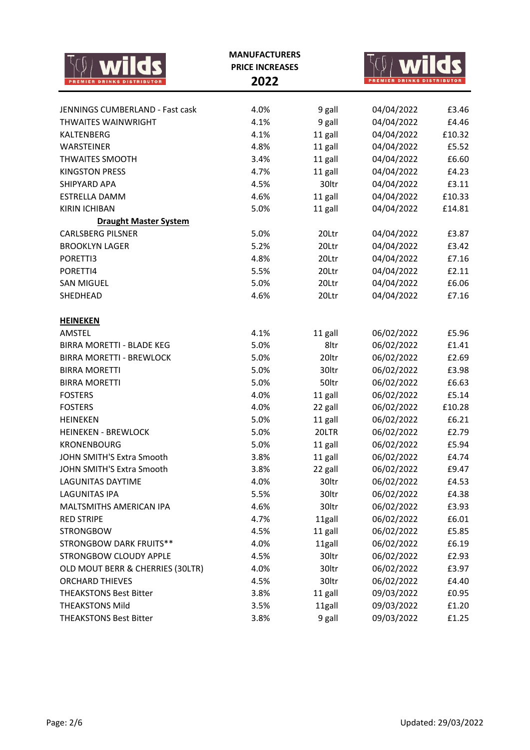wilds PREMIER DRINKS DISTRIBUTOR

**MANUFACTURERS PRICE INCREASES**

**2022**

| | | | | |
|---|---|---|---|---|
| JENNINGS CUMBERLAND - Fast cask | 4.0% | 9 gall | 04/04/2022 | £3.46 |
| THWAITES WAINWRIGHT | 4.1% | 9 gall | 04/04/2022 | £4.46 |
| KALTENBERG | 4.1% | 11 gall | 04/04/2022 | £10.32 |
| WARSTEINER | 4.8% | 11 gall | 04/04/2022 | £5.52 |
| THWAITES SMOOTH | 3.4% | 11 gall | 04/04/2022 | £6.60 |
| KINGSTON PRESS | 4.7% | 11 gall | 04/04/2022 | £4.23 |
| SHIPYARD APA | 4.5% | 30ltr | 04/04/2022 | £3.11 |
| ESTRELLA DAMM | 4.6% | 11 gall | 04/04/2022 | £10.33 |
| KIRIN ICHIBAN | 5.0% | 11 gall | 04/04/2022 | £14.81 |
| **Draught Master System** | | | | |
| CARLSBERG PILSNER | 5.0% | 20Ltr | 04/04/2022 | £3.87 |
| BROOKLYN LAGER | 5.2% | 20Ltr | 04/04/2022 | £3.42 |
| PORETTI3 | 4.8% | 20Ltr | 04/04/2022 | £7.16 |
| PORETTI4 | 5.5% | 20Ltr | 04/04/2022 | £2.11 |
| SAN MIGUEL | 5.0% | 20Ltr | 04/04/2022 | £6.06 |
| SHEDHEAD | 4.6% | 20Ltr | 04/04/2022 | £7.16 |
| | | | | |
| **HEINEKEN** | | | | |
| AMSTEL | 4.1% | 11 gall | 06/02/2022 | £5.96 |
| BIRRA MORETTI - BLADE KEG | 5.0% | 8ltr | 06/02/2022 | £1.41 |
| BIRRA MORETTI - BREWLOCK | 5.0% | 20ltr | 06/02/2022 | £2.69 |
| BIRRA MORETTI | 5.0% | 30ltr | 06/02/2022 | £3.98 |
| BIRRA MORETTI | 5.0% | 50ltr | 06/02/2022 | £6.63 |
| FOSTERS | 4.0% | 11 gall | 06/02/2022 | £5.14 |
| FOSTERS | 4.0% | 22 gall | 06/02/2022 | £10.28 |
| HEINEKEN | 5.0% | 11 gall | 06/02/2022 | £6.21 |
| HEINEKEN - BREWLOCK | 5.0% | 20LTR | 06/02/2022 | £2.79 |
| KRONENBOURG | 5.0% | 11 gall | 06/02/2022 | £5.94 |
| JOHN SMITH'S Extra Smooth | 3.8% | 11 gall | 06/02/2022 | £4.74 |
| JOHN SMITH'S Extra Smooth | 3.8% | 22 gall | 06/02/2022 | £9.47 |
| LAGUNITAS DAYTIME | 4.0% | 30ltr | 06/02/2022 | £4.53 |
| LAGUNITAS IPA | 5.5% | 30ltr | 06/02/2022 | £4.38 |
| MALTSMITHS AMERICAN IPA | 4.6% | 30ltr | 06/02/2022 | £3.93 |
| RED STRIPE | 4.7% | 11gall | 06/02/2022 | £6.01 |
| STRONGBOW | 4.5% | 11 gall | 06/02/2022 | £5.85 |
| STRONGBOW DARK FRUITS** | 4.0% | 11gall | 06/02/2022 | £6.19 |
| STRONGBOW CLOUDY APPLE | 4.5% | 30ltr | 06/02/2022 | £2.93 |
| OLD MOUT BERR & CHERRIES (30LTR) | 4.0% | 30ltr | 06/02/2022 | £3.97 |
| ORCHARD THIEVES | 4.5% | 30ltr | 06/02/2022 | £4.40 |
| THEAKSTONS Best Bitter | 3.8% | 11 gall | 09/03/2022 | £0.95 |
| THEAKSTONS Mild | 3.5% | 11gall | 09/03/2022 | £1.20 |
| THEAKSTONS Best Bitter | 3.8% | 9 gall | 09/03/2022 | £1.25 |

Updated: 29/03/2022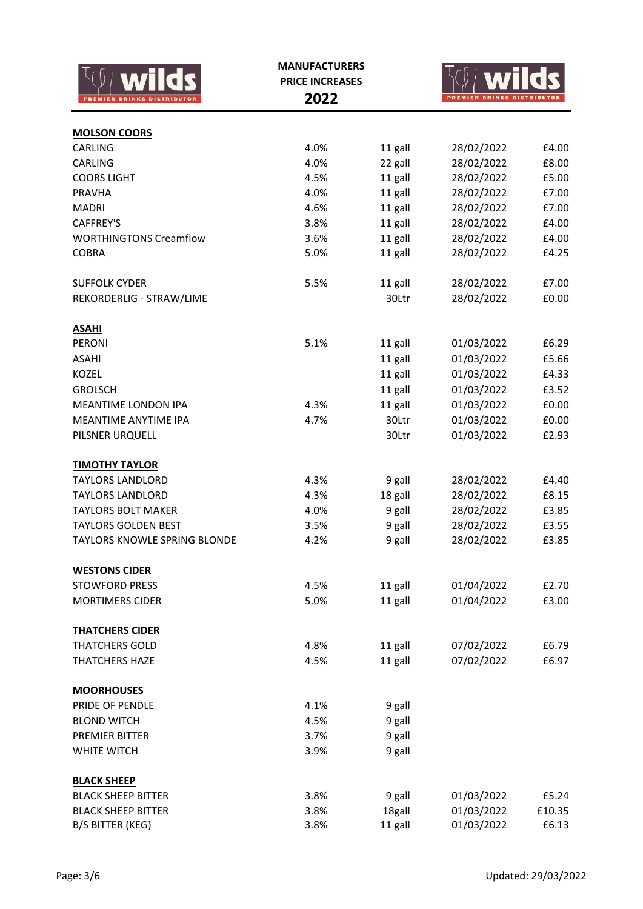wilds PREMIER DRINKS DISTRIBUTOR

**MANUFACTURERS PRICE INCREASES**

**2022**

wilds PREMIER DRINKS DISTRIBUTOR

| | | | | |
|---|---|---|---|---|
| **MOLSON COORS** | | | | |
| CARLING | 4.0% | 11 gall | 28/02/2022 | £4.00 |
| CARLING | 4.0% | 22 gall | 28/02/2022 | £8.00 |
| COORS LIGHT | 4.5% | 11 gall | 28/02/2022 | £5.00 |
| PRAVHA | 4.0% | 11 gall | 28/02/2022 | £7.00 |
| MADRI | 4.6% | 11 gall | 28/02/2022 | £7.00 |
| CAFFREY'S | 3.8% | 11 gall | 28/02/2022 | £4.00 |
| WORTHINGTONS Creamflow | 3.6% | 11 gall | 28/02/2022 | £4.00 |
| COBRA | 5.0% | 11 gall | 28/02/2022 | £4.25 |
| | | | | |
| SUFFOLK CYDER | 5.5% | 11 gall | 28/02/2022 | £7.00 |
| REKORDERLIG - STRAW/LIME | | 30Ltr | 28/02/2022 | £0.00 |
| | | | | |
| **ASAHI** | | | | |
| PERONI | 5.1% | 11 gall | 01/03/2022 | £6.29 |
| ASAHI | | 11 gall | 01/03/2022 | £5.66 |
| KOZEL | | 11 gall | 01/03/2022 | £4.33 |
| GROLSCH | | 11 gall | 01/03/2022 | £3.52 |
| MEANTIME LONDON IPA | 4.3% | 11 gall | 01/03/2022 | £0.00 |
| MEANTIME ANYTIME IPA | 4.7% | 30Ltr | 01/03/2022 | £0.00 |
| PILSNER URQUELL | | 30Ltr | 01/03/2022 | £2.93 |
| | | | | |
| **TIMOTHY TAYLOR** | | | | |
| TAYLORS LANDLORD | 4.3% | 9 gall | 28/02/2022 | £4.40 |
| TAYLORS LANDLORD | 4.3% | 18 gall | 28/02/2022 | £8.15 |
| TAYLORS BOLT MAKER | 4.0% | 9 gall | 28/02/2022 | £3.85 |
| TAYLORS GOLDEN BEST | 3.5% | 9 gall | 28/02/2022 | £3.55 |
| TAYLORS KNOWLE SPRING BLONDE | 4.2% | 9 gall | 28/02/2022 | £3.85 |
| | | | | |
| **WESTONS CIDER** | | | | |
| STOWFORD PRESS | 4.5% | 11 gall | 01/04/2022 | £2.70 |
| MORTIMERS CIDER | 5.0% | 11 gall | 01/04/2022 | £3.00 |
| | | | | |
| **THATCHERS CIDER** | | | | |
| THATCHERS GOLD | 4.8% | 11 gall | 07/02/2022 | £6.79 |
| THATCHERS HAZE | 4.5% | 11 gall | 07/02/2022 | £6.97 |
| | | | | |
| **MOORHOUSES** | | | | |
| PRIDE OF PENDLE | 4.1% | 9 gall | | |
| BLOND WITCH | 4.5% | 9 gall | | |
| PREMIER BITTER | 3.7% | 9 gall | | |
| WHITE WITCH | 3.9% | 9 gall | | |
| | | | | |
| **BLACK SHEEP** | | | | |
| BLACK SHEEP BITTER | 3.8% | 9 gall | 01/03/2022 | £5.24 |
| BLACK SHEEP BITTER | 3.8% | 18gall | 01/03/2022 | £10.35 |
| B/S BITTER (KEG) | 3.8% | 11 gall | 01/03/2022 | £6.13 |

Updated: 29/03/2022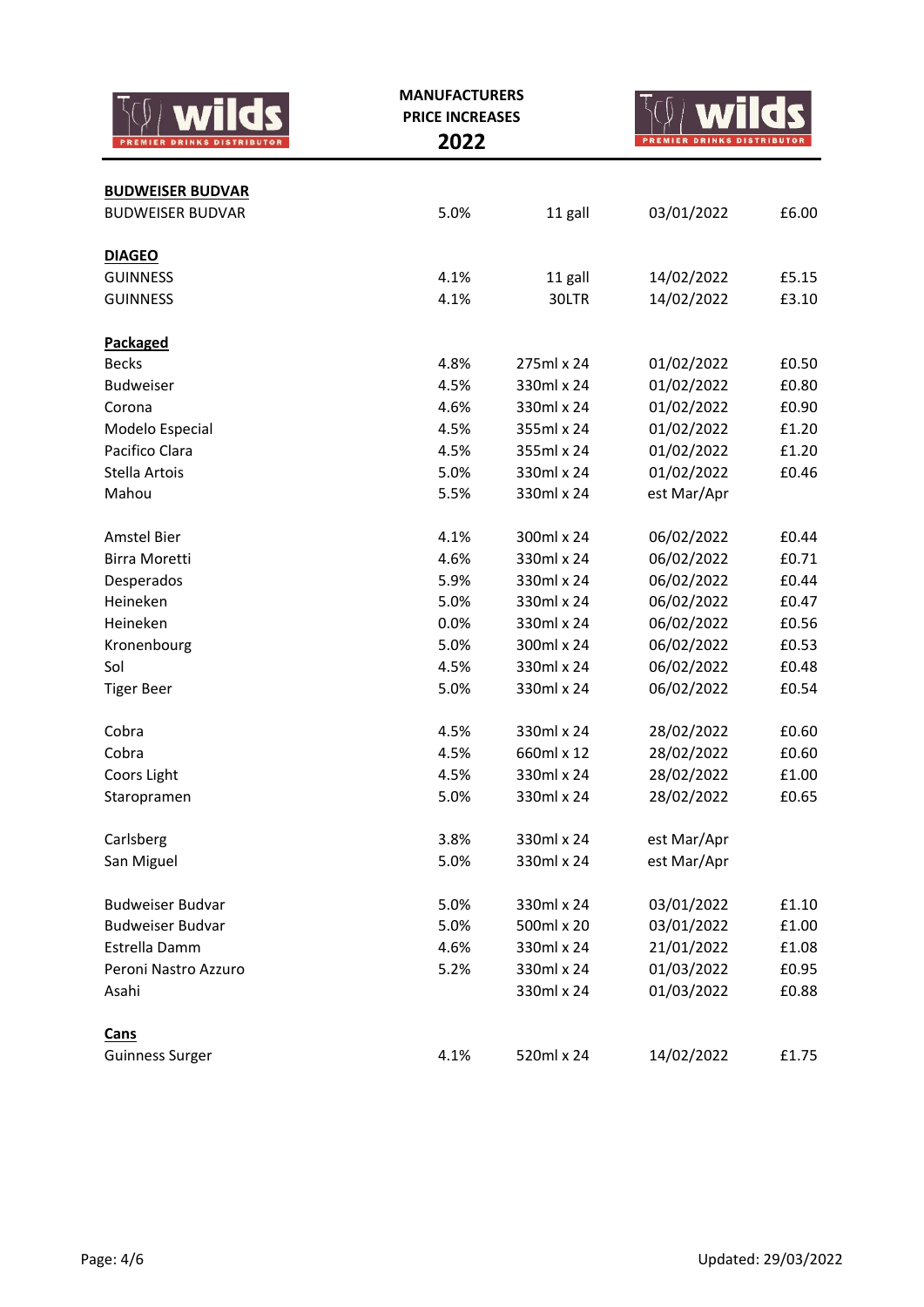# MANUFACTURERS PRICE INCREASES 2022

wilds PREMIER DRINKS DISTRIBUTOR

| | | | | |
|---|---|---|---|---|
| **BUDWEISER BUDVAR** | | | | |
| BUDWEISER BUDVAR | 5.0% | 11 gall | 03/01/2022 | £6.00 |
| | | | | |
| **DIAGEO** | | | | |
| GUINNESS | 4.1% | 11 gall | 14/02/2022 | £5.15 |
| GUINNESS | 4.1% | 30LTR | 14/02/2022 | £3.10 |
| | | | | |
| **Packaged** | | | | |
| Becks | 4.8% | 275ml x 24 | 01/02/2022 | £0.50 |
| Budweiser | 4.5% | 330ml x 24 | 01/02/2022 | £0.80 |
| Corona | 4.6% | 330ml x 24 | 01/02/2022 | £0.90 |
| Modelo Especial | 4.5% | 355ml x 24 | 01/02/2022 | £1.20 |
| Pacifico Clara | 4.5% | 355ml x 24 | 01/02/2022 | £1.20 |
| Stella Artois | 5.0% | 330ml x 24 | 01/02/2022 | £0.46 |
| Mahou | 5.5% | 330ml x 24 | est Mar/Apr | |
| | | | | |
| Amstel Bier | 4.1% | 300ml x 24 | 06/02/2022 | £0.44 |
| Birra Moretti | 4.6% | 330ml x 24 | 06/02/2022 | £0.71 |
| Desperados | 5.9% | 330ml x 24 | 06/02/2022 | £0.44 |
| Heineken | 5.0% | 330ml x 24 | 06/02/2022 | £0.47 |
| Heineken | 0.0% | 330ml x 24 | 06/02/2022 | £0.56 |
| Kronenbourg | 5.0% | 300ml x 24 | 06/02/2022 | £0.53 |
| Sol | 4.5% | 330ml x 24 | 06/02/2022 | £0.48 |
| Tiger Beer | 5.0% | 330ml x 24 | 06/02/2022 | £0.54 |
| | | | | |
| Cobra | 4.5% | 330ml x 24 | 28/02/2022 | £0.60 |
| Cobra | 4.5% | 660ml x 12 | 28/02/2022 | £0.60 |
| Coors Light | 4.5% | 330ml x 24 | 28/02/2022 | £1.00 |
| Staropramen | 5.0% | 330ml x 24 | 28/02/2022 | £0.65 |
| | | | | |
| Carlsberg | 3.8% | 330ml x 24 | est Mar/Apr | |
| San Miguel | 5.0% | 330ml x 24 | est Mar/Apr | |
| | | | | |
| Budweiser Budvar | 5.0% | 330ml x 24 | 03/01/2022 | £1.10 |
| Budweiser Budvar | 5.0% | 500ml x 20 | 03/01/2022 | £1.00 |
| Estrella Damm | 4.6% | 330ml x 24 | 21/01/2022 | £1.08 |
| Peroni Nastro Azzuro | 5.2% | 330ml x 24 | 01/03/2022 | £0.95 |
| Asahi | | 330ml x 24 | 01/03/2022 | £0.88 |
| | | | | |
| **Cans** | | | | |
| Guinness Surger | 4.1% | 520ml x 24 | 14/02/2022 | £1.75 |

Updated: 29/03/2022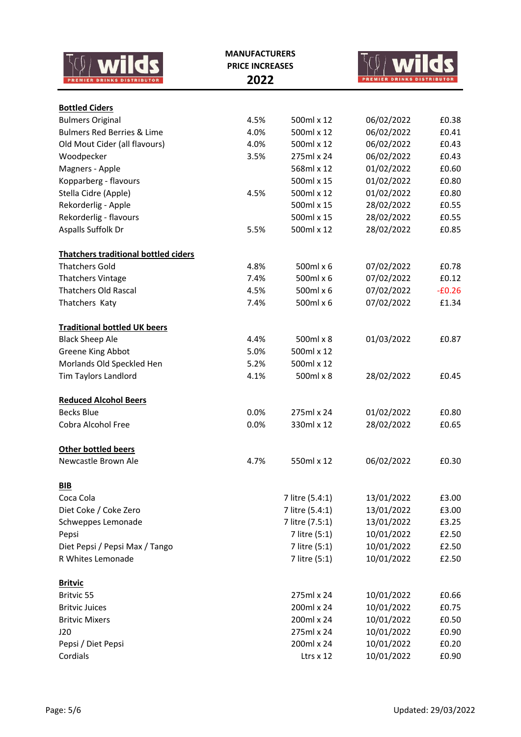**MANUFACTURERS PRICE INCREASES 2022**

| | | | | |
|---|---|---|---|---|
| **Bottled Ciders** | | | | |
| Bulmers Original | 4.5% | 500ml x 12 | 06/02/2022 | £0.38 |
| Bulmers Red Berries & Lime | 4.0% | 500ml x 12 | 06/02/2022 | £0.41 |
| Old Mout Cider (all flavours) | 4.0% | 500ml x 12 | 06/02/2022 | £0.43 |
| Woodpecker | 3.5% | 275ml x 24 | 06/02/2022 | £0.43 |
| Magners - Apple | | 568ml x 12 | 01/02/2022 | £0.60 |
| Kopparberg - flavours | | 500ml x 15 | 01/02/2022 | £0.80 |
| Stella Cidre (Apple) | 4.5% | 500ml x 12 | 01/02/2022 | £0.80 |
| Rekorderlig - Apple | | 500ml x 15 | 28/02/2022 | £0.55 |
| Rekorderlig - flavours | | 500ml x 15 | 28/02/2022 | £0.55 |
| Aspalls Suffolk Dr | 5.5% | 500ml x 12 | 28/02/2022 | £0.85 |
| | | | | |
| **Thatchers traditional bottled ciders** | | | | |
| Thatchers Gold | 4.8% | 500ml x 6 | 07/02/2022 | £0.78 |
| Thatchers Vintage | 7.4% | 500ml x 6 | 07/02/2022 | £0.12 |
| Thatchers Old Rascal | 4.5% | 500ml x 6 | 07/02/2022 | -£0.26 |
| Thatchers Katy | 7.4% | 500ml x 6 | 07/02/2022 | £1.34 |
| | | | | |
| **Traditional bottled UK beers** | | | | |
| Black Sheep Ale | 4.4% | 500ml x 8 | 01/03/2022 | £0.87 |
| Greene King Abbot | 5.0% | 500ml x 12 | | |
| Morlands Old Speckled Hen | 5.2% | 500ml x 12 | | |
| Tim Taylors Landlord | 4.1% | 500ml x 8 | 28/02/2022 | £0.45 |
| | | | | |
| **Reduced Alcohol Beers** | | | | |
| Becks Blue | 0.0% | 275ml x 24 | 01/02/2022 | £0.80 |
| Cobra Alcohol Free | 0.0% | 330ml x 12 | 28/02/2022 | £0.65 |
| | | | | |
| **Other bottled beers** | | | | |
| Newcastle Brown Ale | 4.7% | 550ml x 12 | 06/02/2022 | £0.30 |
| | | | | |
| **BIB** | | | | |
| Coca Cola | | 7 litre (5.4:1) | 13/01/2022 | £3.00 |
| Diet Coke / Coke Zero | | 7 litre (5.4:1) | 13/01/2022 | £3.00 |
| Schweppes Lemonade | | 7 litre (7.5:1) | 13/01/2022 | £3.25 |
| Pepsi | | 7 litre (5:1) | 10/01/2022 | £2.50 |
| Diet Pepsi / Pepsi Max / Tango | | 7 litre (5:1) | 10/01/2022 | £2.50 |
| R Whites Lemonade | | 7 litre (5:1) | 10/01/2022 | £2.50 |
| | | | | |
| **Britvic** | | | | |
| Britvic 55 | | 275ml x 24 | 10/01/2022 | £0.66 |
| Britvic Juices | | 200ml x 24 | 10/01/2022 | £0.75 |
| Britvic Mixers | | 200ml x 24 | 10/01/2022 | £0.50 |
| J20 | | 275ml x 24 | 10/01/2022 | £0.90 |
| Pepsi / Diet Pepsi | | 200ml x 24 | 10/01/2022 | £0.20 |
| Cordials | | Ltrs x 12 | 10/01/2022 | £0.90 |

Updated: 29/03/2022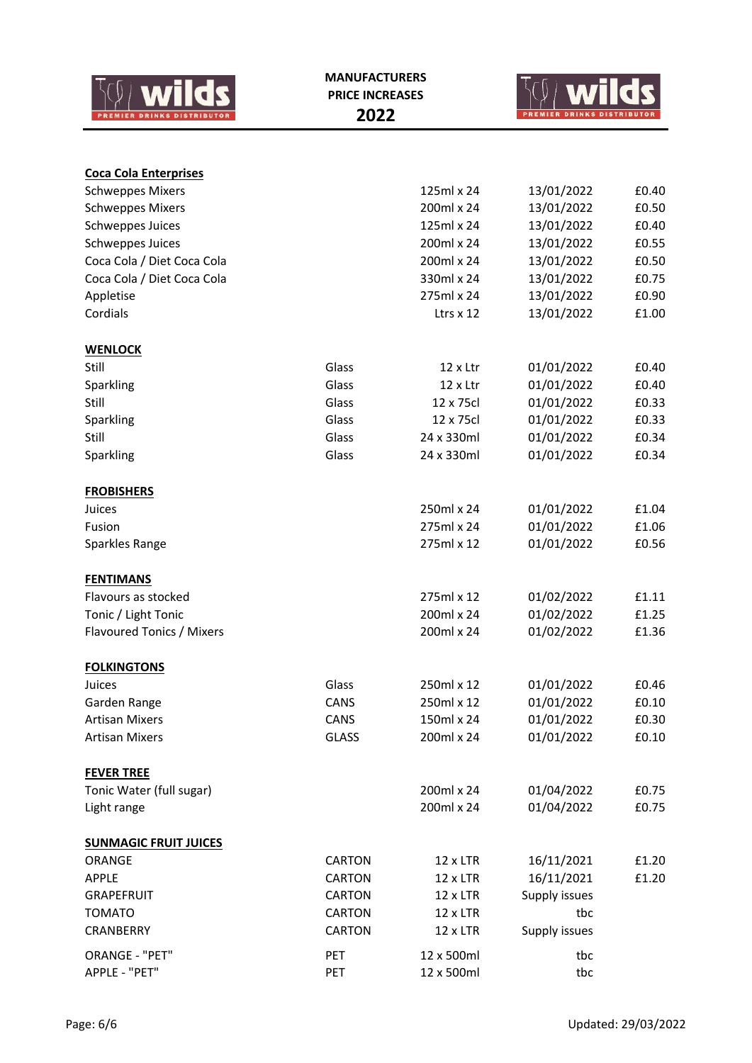MANUFACTURERS
PRICE INCREASES
**2022**

| | | | | |
|---|---|---|---|---|
| **Coca Cola Enterprises** | | | | |
| Schweppes Mixers | | 125ml x 24 | 13/01/2022 | £0.40 |
| Schweppes Mixers | | 200ml x 24 | 13/01/2022 | £0.50 |
| Schweppes Juices | | 125ml x 24 | 13/01/2022 | £0.40 |
| Schweppes Juices | | 200ml x 24 | 13/01/2022 | £0.55 |
| Coca Cola / Diet Coca Cola | | 200ml x 24 | 13/01/2022 | £0.50 |
| Coca Cola / Diet Coca Cola | | 330ml x 24 | 13/01/2022 | £0.75 |
| Appletise | | 275ml x 24 | 13/01/2022 | £0.90 |
| Cordials | | Ltrs x 12 | 13/01/2022 | £1.00 |
| **WENLOCK** | | | | |
| Still | Glass | 12 x Ltr | 01/01/2022 | £0.40 |
| Sparkling | Glass | 12 x Ltr | 01/01/2022 | £0.40 |
| Still | Glass | 12 x 75cl | 01/01/2022 | £0.33 |
| Sparkling | Glass | 12 x 75cl | 01/01/2022 | £0.33 |
| Still | Glass | 24 x 330ml | 01/01/2022 | £0.34 |
| Sparkling | Glass | 24 x 330ml | 01/01/2022 | £0.34 |
| **FROBISHERS** | | | | |
| Juices | | 250ml x 24 | 01/01/2022 | £1.04 |
| Fusion | | 275ml x 24 | 01/01/2022 | £1.06 |
| Sparkles Range | | 275ml x 12 | 01/01/2022 | £0.56 |
| **FENTIMANS** | | | | |
| Flavours as stocked | | 275ml x 12 | 01/02/2022 | £1.11 |
| Tonic / Light Tonic | | 200ml x 24 | 01/02/2022 | £1.25 |
| Flavoured Tonics / Mixers | | 200ml x 24 | 01/02/2022 | £1.36 |
| **FOLKINGTONS** | | | | |
| Juices | Glass | 250ml x 12 | 01/01/2022 | £0.46 |
| Garden Range | CANS | 250ml x 12 | 01/01/2022 | £0.10 |
| Artisan Mixers | CANS | 150ml x 24 | 01/01/2022 | £0.30 |
| Artisan Mixers | GLASS | 200ml x 24 | 01/01/2022 | £0.10 |
| **FEVER TREE** | | | | |
| Tonic Water (full sugar) | | 200ml x 24 | 01/04/2022 | £0.75 |
| Light range | | 200ml x 24 | 01/04/2022 | £0.75 |
| **SUNMAGIC FRUIT JUICES** | | | | |
| ORANGE | CARTON | 12 x LTR | 16/11/2021 | £1.20 |
| APPLE | CARTON | 12 x LTR | 16/11/2021 | £1.20 |
| GRAPEFRUIT | CARTON | 12 x LTR | Supply issues | |
| TOMATO | CARTON | 12 x LTR | tbc | |
| CRANBERRY | CARTON | 12 x LTR | Supply issues | |
| ORANGE - "PET" | PET | 12 x 500ml | tbc | |
| APPLE - "PET" | PET | 12 x 500ml | tbc | |

Updated: 29/03/2022